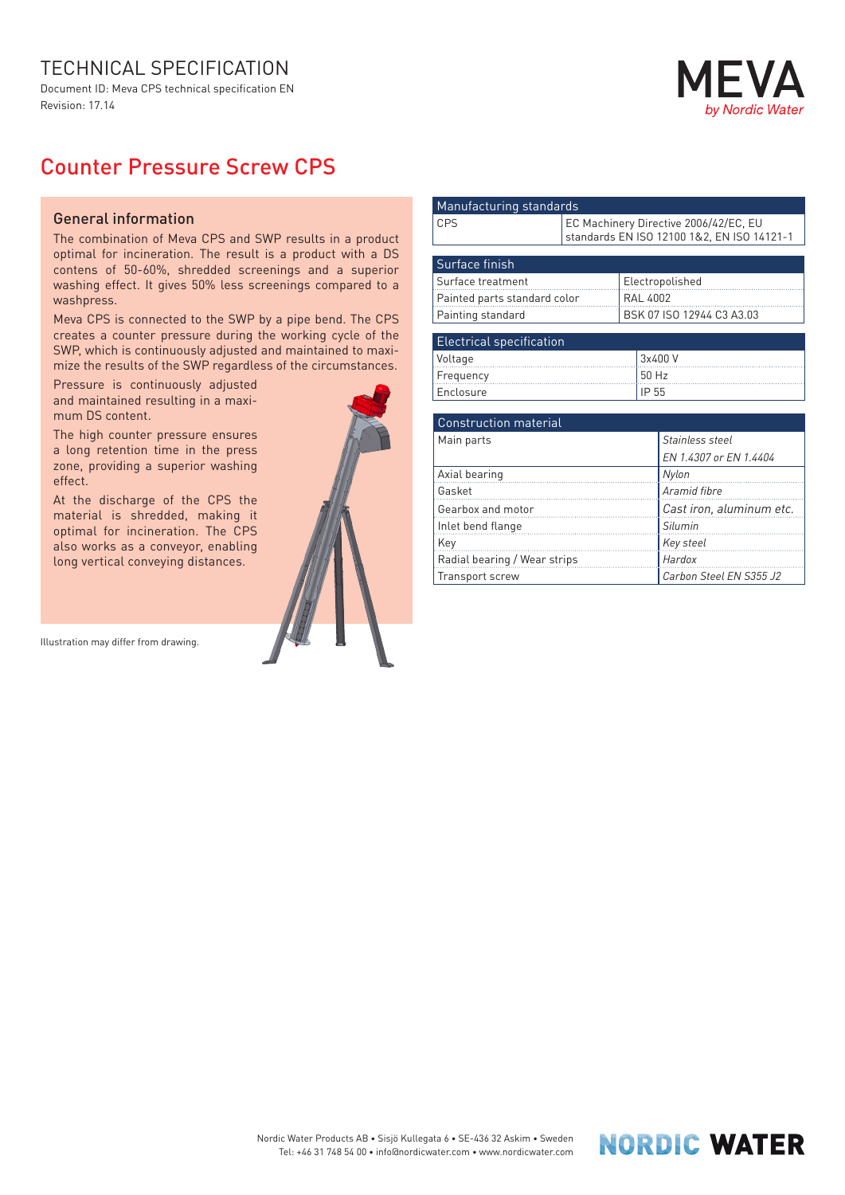# TECHNICAL SPECIFICATION

Document ID: Meva CPS technical specification EN
Revision: 17.14

MEVA
*by Nordic Water*

## Counter Pressure Screw CPS

### General information

The combination of Meva CPS and SWP results in a product optimal for incineration. The result is a product with a DS contens of 50-60%, shredded screenings and a superior washing effect. It gives 50% less screenings compared to a washpress.

Meva CPS is connected to the SWP by a pipe bend. The CPS creates a counter pressure during the working cycle of the SWP, which is continuously adjusted and maintained to maximize the results of the SWP regardless of the circumstances.

Pressure is continuously adjusted and maintained resulting in a maximum DS content.

The high counter pressure ensures a long retention time in the press zone, providing a superior washing effect.

At the discharge of the CPS the material is shredded, making it optimal for incineration. The CPS also works as a conveyor, enabling long vertical conveying distances.

Illustration may differ from drawing.

| Manufacturing standards | |
|---|---|
| CPS | EC Machinery Directive 2006/42/EC, EU standards EN ISO 12100 1&2, EN ISO 14121-1 |

| Surface finish | |
|---|---|
| Surface treatment | Electropolished |
| Painted parts standard color | RAL 4002 |
| Painting standard | BSK 07 ISO 12944 C3 A3.03 |

| Electrical specification | |
|---|---|
| Voltage | 3x400 V |
| Frequency | 50 Hz |
| Enclosure | IP 55 |

| Construction material | |
|---|---|
| Main parts | *Stainless steel* |
| | *EN 1.4307 or EN 1.4404* |
| Axial bearing | *Nylon* |
| Gasket | *Aramid fibre* |
| Gearbox and motor | *Cast iron, aluminum etc.* |
| Inlet bend flange | *Silumin* |
| Key | *Key steel* |
| Radial bearing / Wear strips | *Hardox* |
| Transport screw | *Carbon Steel EN S355 J2* |

Nordic Water Products AB • Sisjö Kullegata 6 • SE-436 32 Askim • Sweden
Tel: +46 31 748 54 00 • info@nordicwater.com • www.nordicwater.com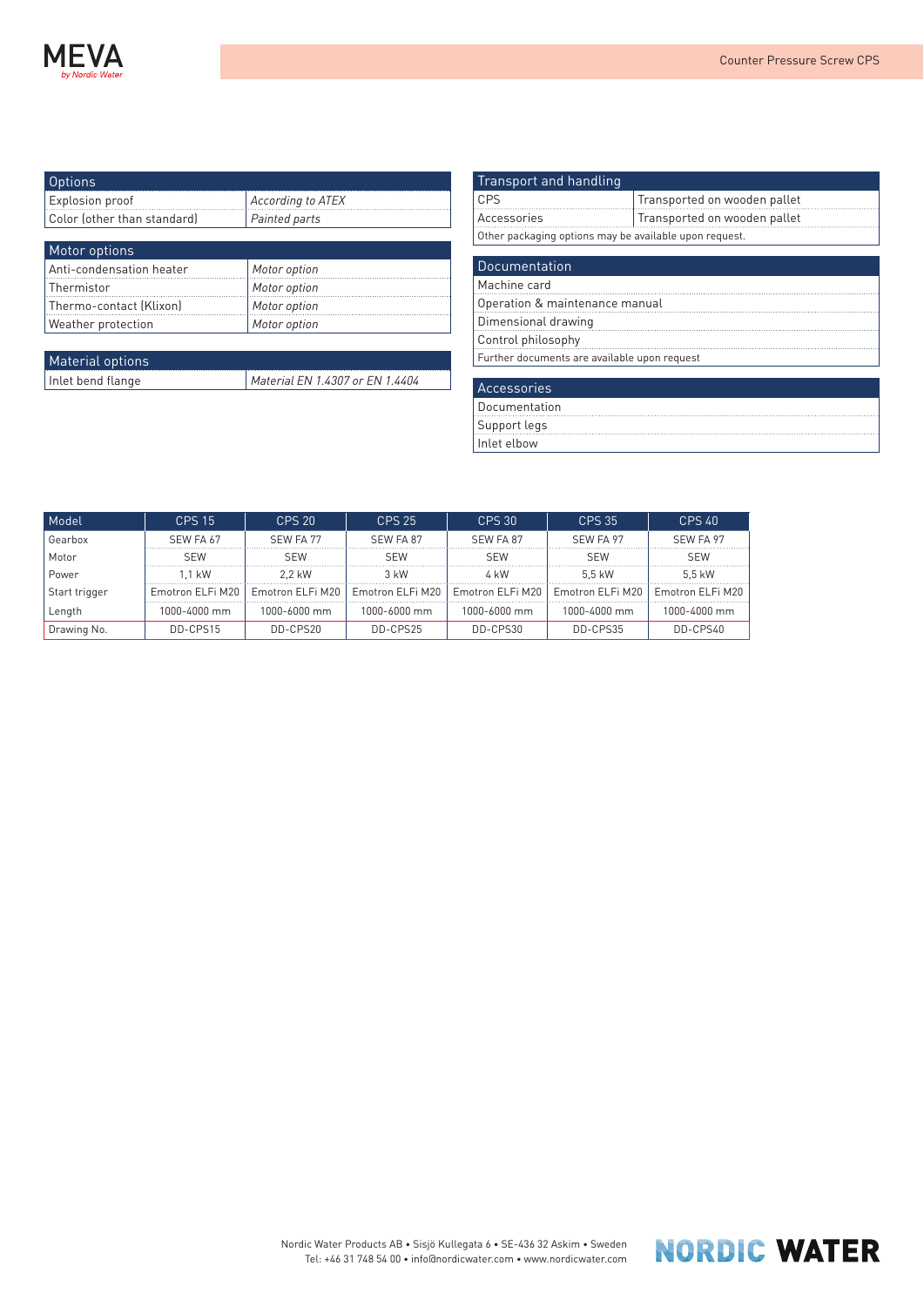| Options | |
|---|---|
| Explosion proof | *According to ATEX* |
| Color (other than standard) | *Painted parts* |

| Motor options | |
|---|---|
| Anti-condensation heater | *Motor option* |
| Thermistor | *Motor option* |
| Thermo-contact (Klixon) | *Motor option* |
| Weather protection | *Motor option* |

| Material options | |
|---|---|
| Inlet bend flange | *Material EN 1.4307 or EN 1.4404* |

| Transport and handling | |
|---|---|
| CPS | Transported on wooden pallet |
| Accessories | Transported on wooden pallet |

Other packaging options may be available upon request.

| Documentation |
|---|
| Machine card |
| Operation & maintenance manual |
| Dimensional drawing |
| Control philosophy |

Further documents are available upon request

| Accessories |
|---|
| Documentation |
| Support legs |
| Inlet elbow |

| Model | CPS 15 | CPS 20 | CPS 25 | CPS 30 | CPS 35 | CPS 40 |
|---|---|---|---|---|---|---|
| Gearbox | SEW FA 67 | SEW FA 77 | SEW FA 87 | SEW FA 87 | SEW FA 97 | SEW FA 97 |
| Motor | SEW | SEW | SEW | SEW | SEW | SEW |
| Power | 1,1 kW | 2,2 kW | 3 kW | 4 kW | 5,5 kW | 5,5 kW |
| Start trigger | Emotron ELFi M20 | Emotron ELFi M20 | Emotron ELFi M20 | Emotron ELFi M20 | Emotron ELFi M20 | Emotron ELFi M20 |
| Length | 1000-4000 mm | 1000-6000 mm | 1000-6000 mm | 1000-6000 mm | 1000-4000 mm | 1000-4000 mm |
| Drawing No. | DD-CPS15 | DD-CPS20 | DD-CPS25 | DD-CPS30 | DD-CPS35 | DD-CPS40 |

Nordic Water Products AB • Sisjö Kullegata 6 • SE-436 32 Askim • Sweden
Tel: +46 31 748 54 00 • info@nordicwater.com • www.nordicwater.com